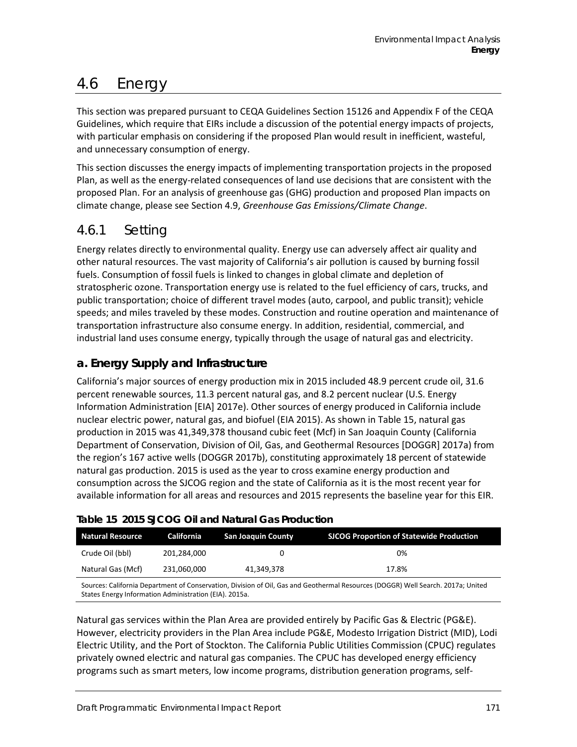# 4.6 Energy

This section was prepared pursuant to CEQA Guidelines Section 15126 and Appendix F of the CEQA Guidelines, which require that EIRs include a discussion of the potential energy impacts of projects, with particular emphasis on considering if the proposed Plan would result in inefficient, wasteful, and unnecessary consumption of energy.

This section discusses the energy impacts of implementing transportation projects in the proposed Plan, as well as the energy-related consequences of land use decisions that are consistent with the proposed Plan. For an analysis of greenhouse gas (GHG) production and proposed Plan impacts on climate change, please see Section 4.9, *Greenhouse Gas Emissions/Climate Change*.

## 4.6.1 Setting

Energy relates directly to environmental quality. Energy use can adversely affect air quality and other natural resources. The vast majority of California's air pollution is caused by burning fossil fuels. Consumption of fossil fuels is linked to changes in global climate and depletion of stratospheric ozone. Transportation energy use is related to the fuel efficiency of cars, trucks, and public transportation; choice of different travel modes (auto, carpool, and public transit); vehicle speeds; and miles traveled by these modes. Construction and routine operation and maintenance of transportation infrastructure also consume energy. In addition, residential, commercial, and industrial land uses consume energy, typically through the usage of natural gas and electricity.

### a. Energy Supply and Infrastructure

California's major sources of energy production mix in 2015 included 48.9 percent crude oil, 31.6 percent renewable sources, 11.3 percent natural gas, and 8.2 percent nuclear (U.S. Energy Information Administration [EIA] 2017e). Other sources of energy produced in California include nuclear electric power, natural gas, and biofuel (EIA 2015). As shown in Table 15, natural gas production in 2015 was 41,349,378 thousand cubic feet (Mcf) in San Joaquin County (California Department of Conservation, Division of Oil, Gas, and Geothermal Resources [DOGGR] 2017a) from the region's 167 active wells (DOGGR 2017b), constituting approximately 18 percent of statewide natural gas production. 2015 is used as the year to cross examine energy production and consumption across the SJCOG region and the state of California as it is the most recent year for available information for all areas and resources and 2015 represents the baseline year for this EIR.

**Table 15 2015 SJCOG Oil and Natural Gas Production**

| Natural Resource | California | San Joaquin County | SJCOG Proportion of Statewide Production |
|---|---|---|---|
| Crude Oil (bbl) | 201,284,000 | 0 | 0% |
| Natural Gas (Mcf) | 231,060,000 | 41,349,378 | 17.8% |

Sources: California Department of Conservation, Division of Oil, Gas and Geothermal Resources (DOGGR) Well Search. 2017a; United States Energy Information Administration (EIA). 2015a.

Natural gas services within the Plan Area are provided entirely by Pacific Gas & Electric (PG&E). However, electricity providers in the Plan Area include PG&E, Modesto Irrigation District (MID), Lodi Electric Utility, and the Port of Stockton. The California Public Utilities Commission (CPUC) regulates privately owned electric and natural gas companies. The CPUC has developed energy efficiency programs such as smart meters, low income programs, distribution generation programs, self-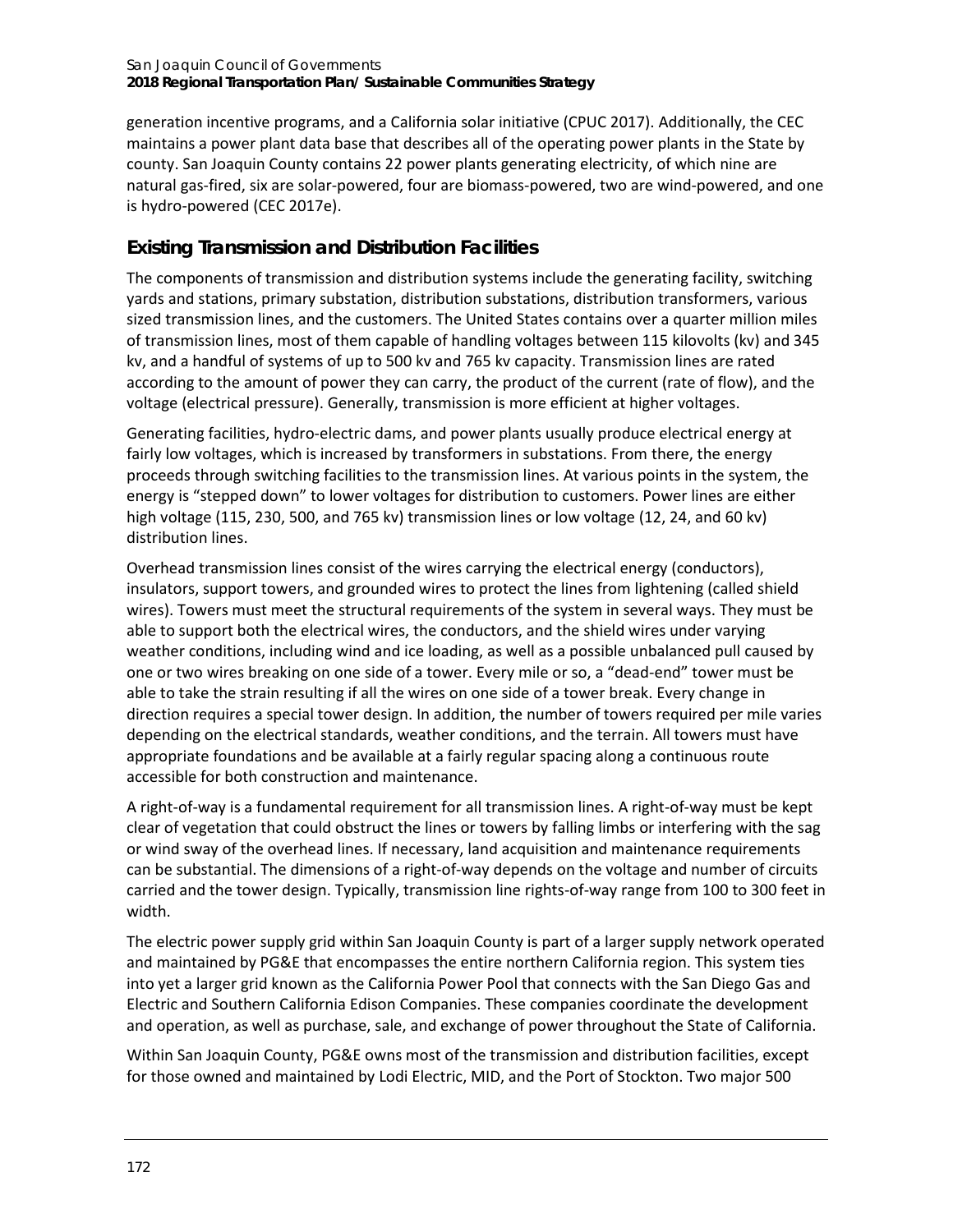generation incentive programs, and a California solar initiative (CPUC 2017). Additionally, the CEC maintains a power plant data base that describes all of the operating power plants in the State by county. San Joaquin County contains 22 power plants generating electricity, of which nine are natural gas-fired, six are solar-powered, four are biomass-powered, two are wind-powered, and one is hydro-powered (CEC 2017e).

### Existing Transmission and Distribution Facilities

The components of transmission and distribution systems include the generating facility, switching yards and stations, primary substation, distribution substations, distribution transformers, various sized transmission lines, and the customers. The United States contains over a quarter million miles of transmission lines, most of them capable of handling voltages between 115 kilovolts (kv) and 345 kv, and a handful of systems of up to 500 kv and 765 kv capacity. Transmission lines are rated according to the amount of power they can carry, the product of the current (rate of flow), and the voltage (electrical pressure). Generally, transmission is more efficient at higher voltages.

Generating facilities, hydro-electric dams, and power plants usually produce electrical energy at fairly low voltages, which is increased by transformers in substations. From there, the energy proceeds through switching facilities to the transmission lines. At various points in the system, the energy is "stepped down" to lower voltages for distribution to customers. Power lines are either high voltage (115, 230, 500, and 765 kv) transmission lines or low voltage (12, 24, and 60 kv) distribution lines.

Overhead transmission lines consist of the wires carrying the electrical energy (conductors), insulators, support towers, and grounded wires to protect the lines from lightening (called shield wires). Towers must meet the structural requirements of the system in several ways. They must be able to support both the electrical wires, the conductors, and the shield wires under varying weather conditions, including wind and ice loading, as well as a possible unbalanced pull caused by one or two wires breaking on one side of a tower. Every mile or so, a "dead-end" tower must be able to take the strain resulting if all the wires on one side of a tower break. Every change in direction requires a special tower design. In addition, the number of towers required per mile varies depending on the electrical standards, weather conditions, and the terrain. All towers must have appropriate foundations and be available at a fairly regular spacing along a continuous route accessible for both construction and maintenance.

A right-of-way is a fundamental requirement for all transmission lines. A right-of-way must be kept clear of vegetation that could obstruct the lines or towers by falling limbs or interfering with the sag or wind sway of the overhead lines. If necessary, land acquisition and maintenance requirements can be substantial. The dimensions of a right-of-way depends on the voltage and number of circuits carried and the tower design. Typically, transmission line rights-of-way range from 100 to 300 feet in width.

The electric power supply grid within San Joaquin County is part of a larger supply network operated and maintained by PG&E that encompasses the entire northern California region. This system ties into yet a larger grid known as the California Power Pool that connects with the San Diego Gas and Electric and Southern California Edison Companies. These companies coordinate the development and operation, as well as purchase, sale, and exchange of power throughout the State of California.

Within San Joaquin County, PG&E owns most of the transmission and distribution facilities, except for those owned and maintained by Lodi Electric, MID, and the Port of Stockton. Two major 500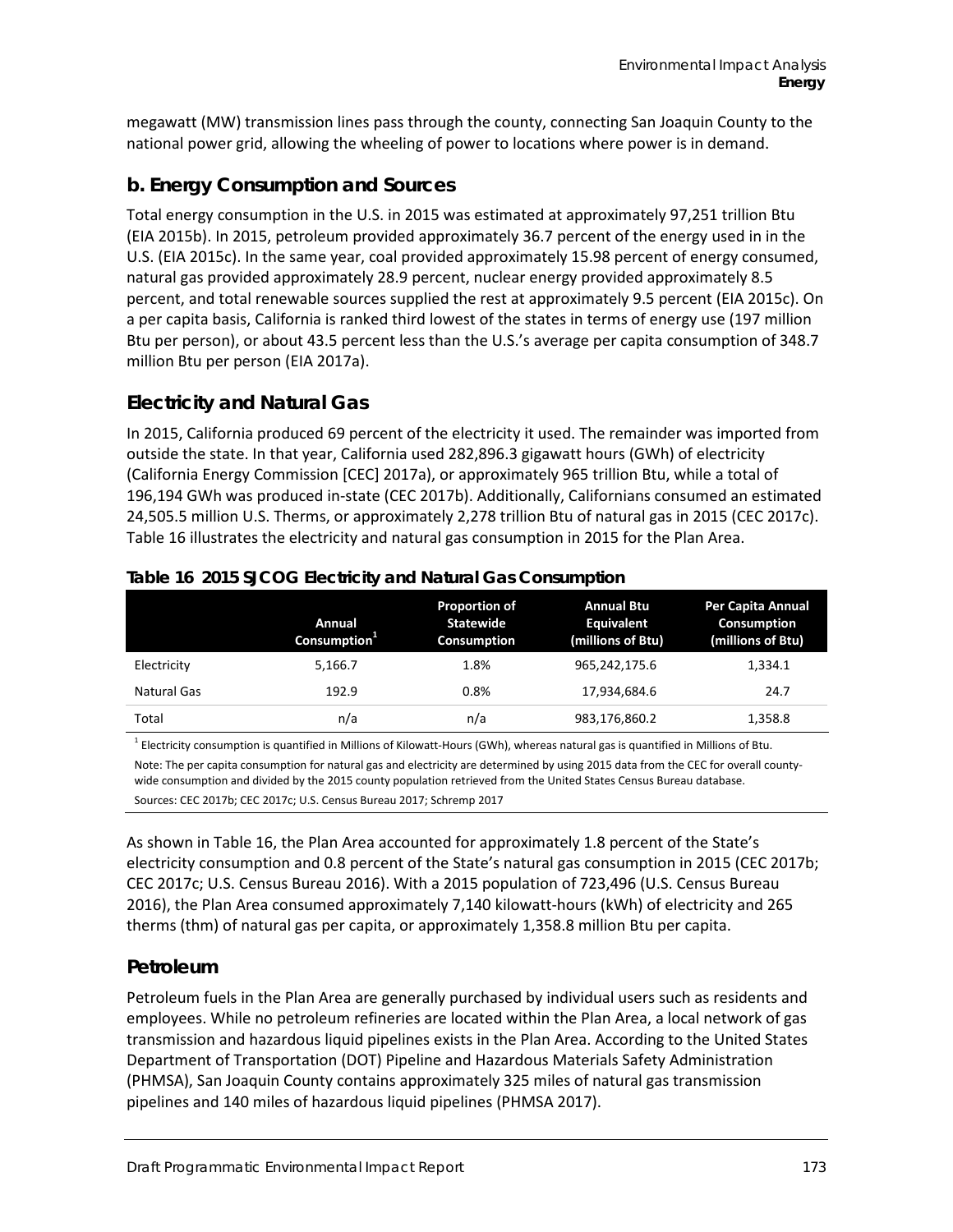megawatt (MW) transmission lines pass through the county, connecting San Joaquin County to the national power grid, allowing the wheeling of power to locations where power is in demand.

## b. Energy Consumption and Sources

Total energy consumption in the U.S. in 2015 was estimated at approximately 97,251 trillion Btu (EIA 2015b). In 2015, petroleum provided approximately 36.7 percent of the energy used in in the U.S. (EIA 2015c). In the same year, coal provided approximately 15.98 percent of energy consumed, natural gas provided approximately 28.9 percent, nuclear energy provided approximately 8.5 percent, and total renewable sources supplied the rest at approximately 9.5 percent (EIA 2015c). On a per capita basis, California is ranked third lowest of the states in terms of energy use (197 million Btu per person), or about 43.5 percent less than the U.S.'s average per capita consumption of 348.7 million Btu per person (EIA 2017a).

### Electricity and Natural Gas

In 2015, California produced 69 percent of the electricity it used. The remainder was imported from outside the state. In that year, California used 282,896.3 gigawatt hours (GWh) of electricity (California Energy Commission [CEC] 2017a), or approximately 965 trillion Btu, while a total of 196,194 GWh was produced in-state (CEC 2017b). Additionally, Californians consumed an estimated 24,505.5 million U.S. Therms, or approximately 2,278 trillion Btu of natural gas in 2015 (CEC 2017c). Table 16 illustrates the electricity and natural gas consumption in 2015 for the Plan Area.

**Table 16 2015 SJCOG Electricity and Natural Gas Consumption**

| | Annual Consumption[1] | Proportion of Statewide Consumption | Annual Btu Equivalent (millions of Btu) | Per Capita Annual Consumption (millions of Btu) |
|---|---|---|---|---|
| Electricity | 5,166.7 | 1.8% | 965,242,175.6 | 1,334.1 |
| Natural Gas | 192.9 | 0.8% | 17,934,684.6 | 24.7 |
| Total | n/a | n/a | 983,176,860.2 | 1,358.8 |

[1] Electricity consumption is quantified in Millions of Kilowatt-Hours (GWh), whereas natural gas is quantified in Millions of Btu.

Note: The per capita consumption for natural gas and electricity are determined by using 2015 data from the CEC for overall county-wide consumption and divided by the 2015 county population retrieved from the United States Census Bureau database.

Sources: CEC 2017b; CEC 2017c; U.S. Census Bureau 2017; Schremp 2017

As shown in Table 16, the Plan Area accounted for approximately 1.8 percent of the State's electricity consumption and 0.8 percent of the State's natural gas consumption in 2015 (CEC 2017b; CEC 2017c; U.S. Census Bureau 2016). With a 2015 population of 723,496 (U.S. Census Bureau 2016), the Plan Area consumed approximately 7,140 kilowatt-hours (kWh) of electricity and 265 therms (thm) of natural gas per capita, or approximately 1,358.8 million Btu per capita.

### Petroleum

Petroleum fuels in the Plan Area are generally purchased by individual users such as residents and employees. While no petroleum refineries are located within the Plan Area, a local network of gas transmission and hazardous liquid pipelines exists in the Plan Area. According to the United States Department of Transportation (DOT) Pipeline and Hazardous Materials Safety Administration (PHMSA), San Joaquin County contains approximately 325 miles of natural gas transmission pipelines and 140 miles of hazardous liquid pipelines (PHMSA 2017).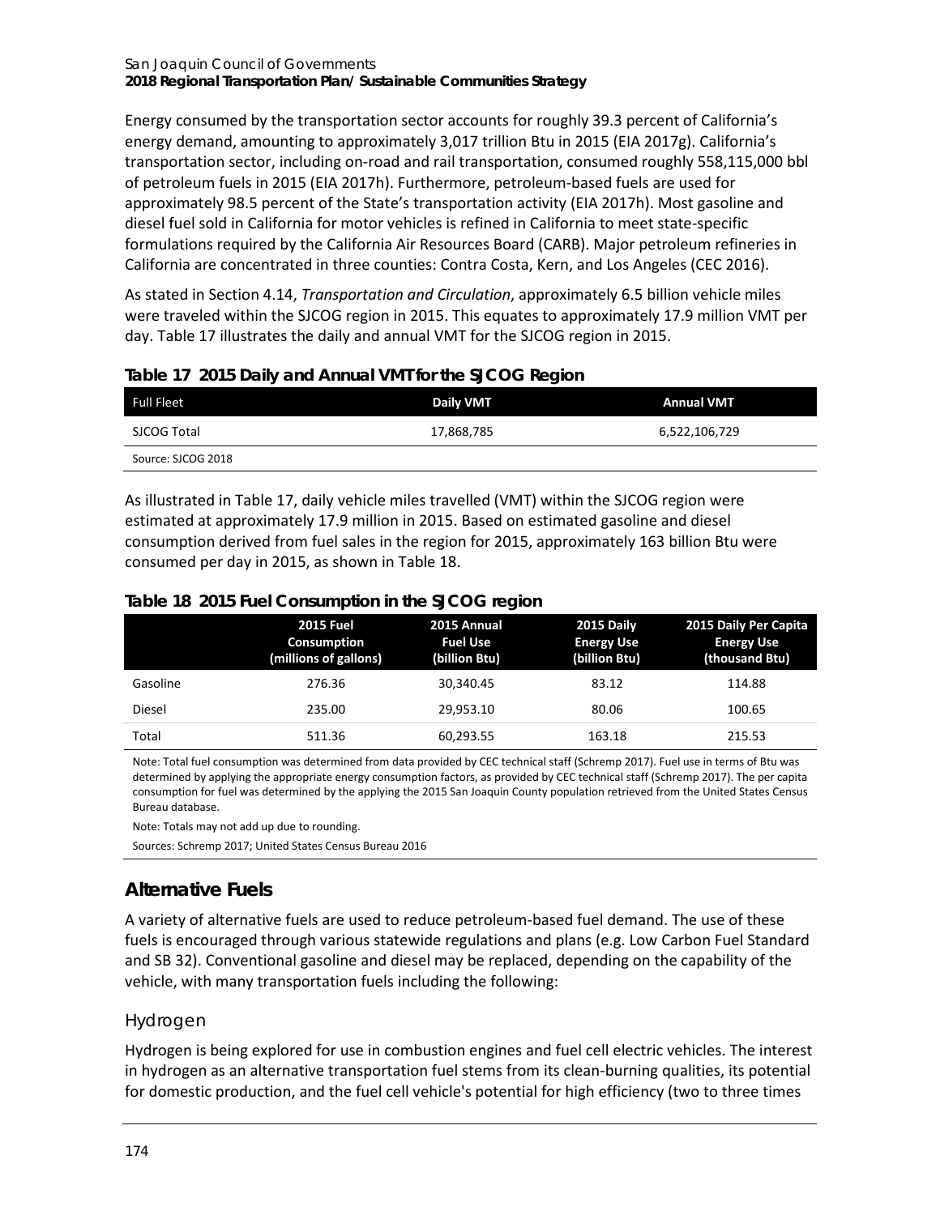Energy consumed by the transportation sector accounts for roughly 39.3 percent of California's energy demand, amounting to approximately 3,017 trillion Btu in 2015 (EIA 2017g). California's transportation sector, including on-road and rail transportation, consumed roughly 558,115,000 bbl of petroleum fuels in 2015 (EIA 2017h). Furthermore, petroleum-based fuels are used for approximately 98.5 percent of the State's transportation activity (EIA 2017h). Most gasoline and diesel fuel sold in California for motor vehicles is refined in California to meet state-specific formulations required by the California Air Resources Board (CARB). Major petroleum refineries in California are concentrated in three counties: Contra Costa, Kern, and Los Angeles (CEC 2016).

As stated in Section 4.14, *Transportation and Circulation*, approximately 6.5 billion vehicle miles were traveled within the SJCOG region in 2015. This equates to approximately 17.9 million VMT per day. Table 17 illustrates the daily and annual VMT for the SJCOG region in 2015.

**Table 17 2015 Daily and Annual VMT for the SJCOG Region**

| Full Fleet | Daily VMT | Annual VMT |
|---|---|---|
| SJCOG Total | 17,868,785 | 6,522,106,729 |

Source: SJCOG 2018

As illustrated in Table 17, daily vehicle miles travelled (VMT) within the SJCOG region were estimated at approximately 17.9 million in 2015. Based on estimated gasoline and diesel consumption derived from fuel sales in the region for 2015, approximately 163 billion Btu were consumed per day in 2015, as shown in Table 18.

**Table 18 2015 Fuel Consumption in the SJCOG region**

| | 2015 Fuel Consumption (millions of gallons) | 2015 Annual Fuel Use (billion Btu) | 2015 Daily Energy Use (billion Btu) | 2015 Daily Per Capita Energy Use (thousand Btu) |
|---|---|---|---|---|
| Gasoline | 276.36 | 30,340.45 | 83.12 | 114.88 |
| Diesel | 235.00 | 29,953.10 | 80.06 | 100.65 |
| Total | 511.36 | 60,293.55 | 163.18 | 215.53 |

Note: Total fuel consumption was determined from data provided by CEC technical staff (Schremp 2017). Fuel use in terms of Btu was determined by applying the appropriate energy consumption factors, as provided by CEC technical staff (Schremp 2017). The per capita consumption for fuel was determined by the applying the 2015 San Joaquin County population retrieved from the United States Census Bureau database.

Note: Totals may not add up due to rounding.

Sources: Schremp 2017; United States Census Bureau 2016

## Alternative Fuels

A variety of alternative fuels are used to reduce petroleum-based fuel demand. The use of these fuels is encouraged through various statewide regulations and plans (e.g. Low Carbon Fuel Standard and SB 32). Conventional gasoline and diesel may be replaced, depending on the capability of the vehicle, with many transportation fuels including the following:

### Hydrogen

Hydrogen is being explored for use in combustion engines and fuel cell electric vehicles. The interest in hydrogen as an alternative transportation fuel stems from its clean-burning qualities, its potential for domestic production, and the fuel cell vehicle's potential for high efficiency (two to three times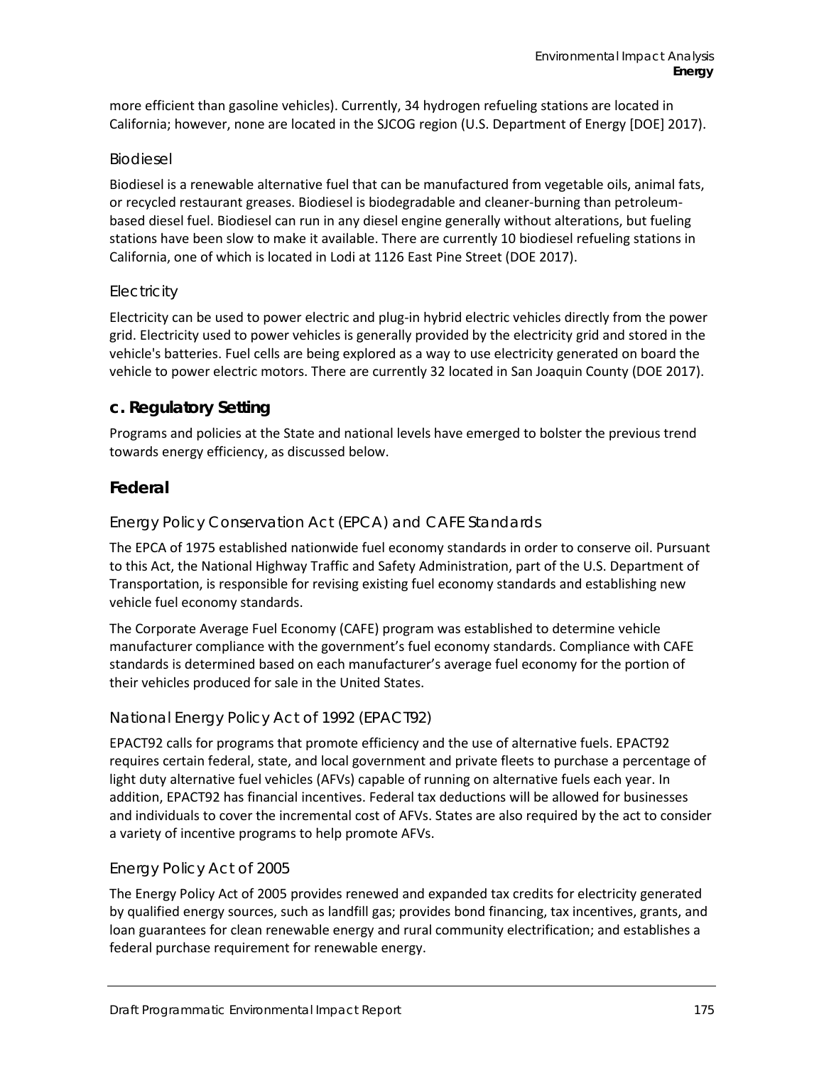more efficient than gasoline vehicles). Currently, 34 hydrogen refueling stations are located in California; however, none are located in the SJCOG region (U.S. Department of Energy [DOE] 2017).

#### Biodiesel

Biodiesel is a renewable alternative fuel that can be manufactured from vegetable oils, animal fats, or recycled restaurant greases. Biodiesel is biodegradable and cleaner-burning than petroleum-based diesel fuel. Biodiesel can run in any diesel engine generally without alterations, but fueling stations have been slow to make it available. There are currently 10 biodiesel refueling stations in California, one of which is located in Lodi at 1126 East Pine Street (DOE 2017).

#### Electricity

Electricity can be used to power electric and plug-in hybrid electric vehicles directly from the power grid. Electricity used to power vehicles is generally provided by the electricity grid and stored in the vehicle's batteries. Fuel cells are being explored as a way to use electricity generated on board the vehicle to power electric motors. There are currently 32 located in San Joaquin County (DOE 2017).

## c. Regulatory Setting

Programs and policies at the State and national levels have emerged to bolster the previous trend towards energy efficiency, as discussed below.

## Federal

### Energy Policy Conservation Act (EPCA) and CAFE Standards

The EPCA of 1975 established nationwide fuel economy standards in order to conserve oil. Pursuant to this Act, the National Highway Traffic and Safety Administration, part of the U.S. Department of Transportation, is responsible for revising existing fuel economy standards and establishing new vehicle fuel economy standards.

The Corporate Average Fuel Economy (CAFE) program was established to determine vehicle manufacturer compliance with the government's fuel economy standards. Compliance with CAFE standards is determined based on each manufacturer's average fuel economy for the portion of their vehicles produced for sale in the United States.

### National Energy Policy Act of 1992 (EPACT92)

EPACT92 calls for programs that promote efficiency and the use of alternative fuels. EPACT92 requires certain federal, state, and local government and private fleets to purchase a percentage of light duty alternative fuel vehicles (AFVs) capable of running on alternative fuels each year. In addition, EPACT92 has financial incentives. Federal tax deductions will be allowed for businesses and individuals to cover the incremental cost of AFVs. States are also required by the act to consider a variety of incentive programs to help promote AFVs.

### Energy Policy Act of 2005

The Energy Policy Act of 2005 provides renewed and expanded tax credits for electricity generated by qualified energy sources, such as landfill gas; provides bond financing, tax incentives, grants, and loan guarantees for clean renewable energy and rural community electrification; and establishes a federal purchase requirement for renewable energy.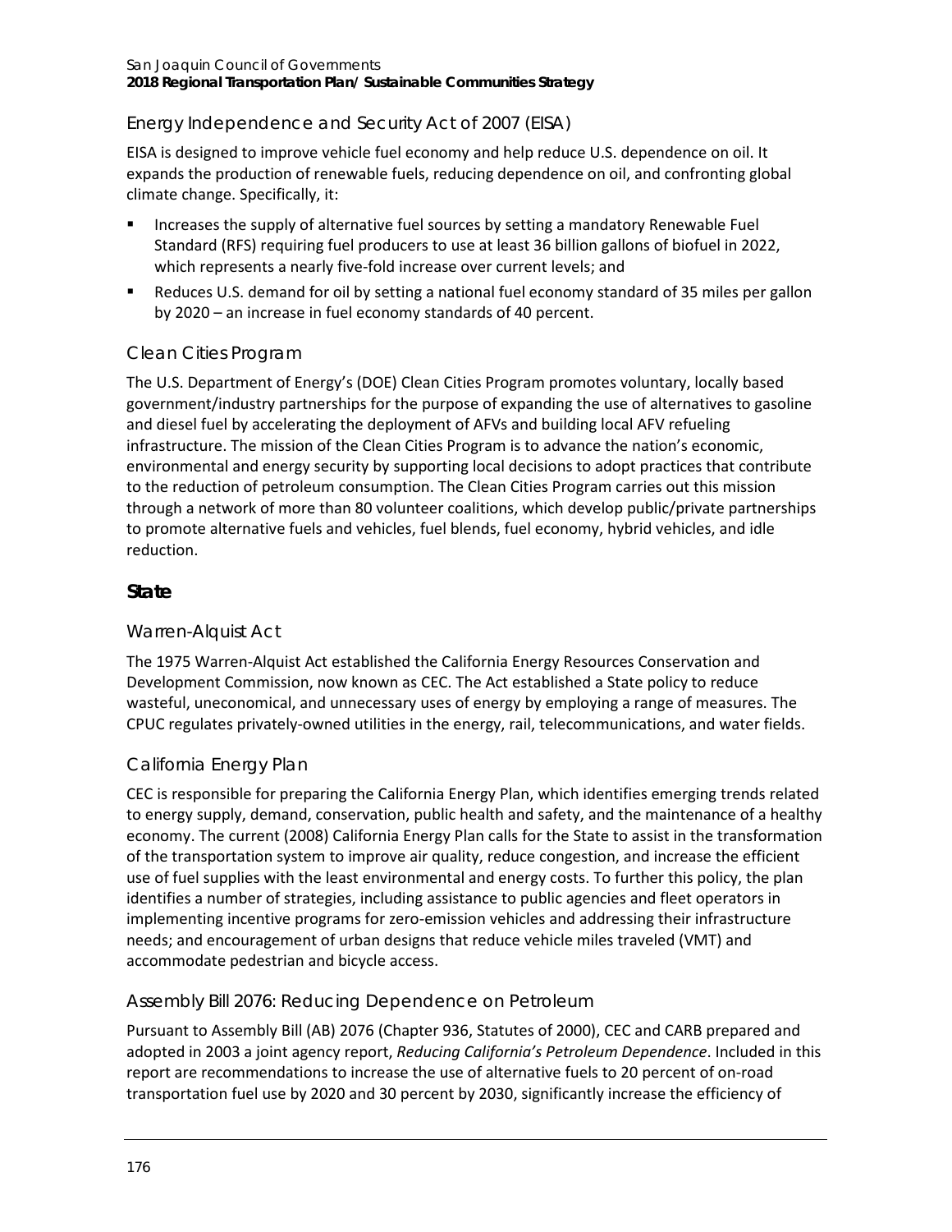### Energy Independence and Security Act of 2007 (EISA)

EISA is designed to improve vehicle fuel economy and help reduce U.S. dependence on oil. It expands the production of renewable fuels, reducing dependence on oil, and confronting global climate change. Specifically, it:

- Increases the supply of alternative fuel sources by setting a mandatory Renewable Fuel Standard (RFS) requiring fuel producers to use at least 36 billion gallons of biofuel in 2022, which represents a nearly five-fold increase over current levels; and
- Reduces U.S. demand for oil by setting a national fuel economy standard of 35 miles per gallon by 2020 – an increase in fuel economy standards of 40 percent.

### Clean Cities Program

The U.S. Department of Energy's (DOE) Clean Cities Program promotes voluntary, locally based government/industry partnerships for the purpose of expanding the use of alternatives to gasoline and diesel fuel by accelerating the deployment of AFVs and building local AFV refueling infrastructure. The mission of the Clean Cities Program is to advance the nation's economic, environmental and energy security by supporting local decisions to adopt practices that contribute to the reduction of petroleum consumption. The Clean Cities Program carries out this mission through a network of more than 80 volunteer coalitions, which develop public/private partnerships to promote alternative fuels and vehicles, fuel blends, fuel economy, hybrid vehicles, and idle reduction.

## State

### Warren-Alquist Act

The 1975 Warren-Alquist Act established the California Energy Resources Conservation and Development Commission, now known as CEC. The Act established a State policy to reduce wasteful, uneconomical, and unnecessary uses of energy by employing a range of measures. The CPUC regulates privately-owned utilities in the energy, rail, telecommunications, and water fields.

### California Energy Plan

CEC is responsible for preparing the California Energy Plan, which identifies emerging trends related to energy supply, demand, conservation, public health and safety, and the maintenance of a healthy economy. The current (2008) California Energy Plan calls for the State to assist in the transformation of the transportation system to improve air quality, reduce congestion, and increase the efficient use of fuel supplies with the least environmental and energy costs. To further this policy, the plan identifies a number of strategies, including assistance to public agencies and fleet operators in implementing incentive programs for zero-emission vehicles and addressing their infrastructure needs; and encouragement of urban designs that reduce vehicle miles traveled (VMT) and accommodate pedestrian and bicycle access.

### Assembly Bill 2076: Reducing Dependence on Petroleum

Pursuant to Assembly Bill (AB) 2076 (Chapter 936, Statutes of 2000), CEC and CARB prepared and adopted in 2003 a joint agency report, *Reducing California's Petroleum Dependence*. Included in this report are recommendations to increase the use of alternative fuels to 20 percent of on-road transportation fuel use by 2020 and 30 percent by 2030, significantly increase the efficiency of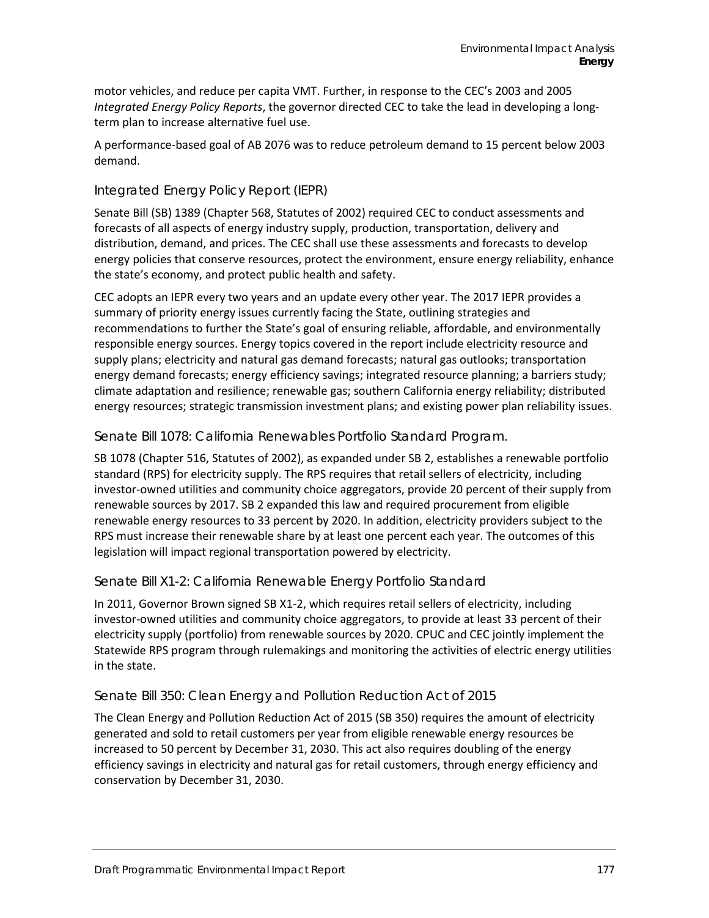motor vehicles, and reduce per capita VMT. Further, in response to the CEC's 2003 and 2005 *Integrated Energy Policy Reports*, the governor directed CEC to take the lead in developing a long-term plan to increase alternative fuel use.

A performance-based goal of AB 2076 was to reduce petroleum demand to 15 percent below 2003 demand.

### Integrated Energy Policy Report (IEPR)

Senate Bill (SB) 1389 (Chapter 568, Statutes of 2002) required CEC to conduct assessments and forecasts of all aspects of energy industry supply, production, transportation, delivery and distribution, demand, and prices. The CEC shall use these assessments and forecasts to develop energy policies that conserve resources, protect the environment, ensure energy reliability, enhance the state's economy, and protect public health and safety.

CEC adopts an IEPR every two years and an update every other year. The 2017 IEPR provides a summary of priority energy issues currently facing the State, outlining strategies and recommendations to further the State's goal of ensuring reliable, affordable, and environmentally responsible energy sources. Energy topics covered in the report include electricity resource and supply plans; electricity and natural gas demand forecasts; natural gas outlooks; transportation energy demand forecasts; energy efficiency savings; integrated resource planning; a barriers study; climate adaptation and resilience; renewable gas; southern California energy reliability; distributed energy resources; strategic transmission investment plans; and existing power plan reliability issues.

### Senate Bill 1078: California Renewables Portfolio Standard Program.

SB 1078 (Chapter 516, Statutes of 2002), as expanded under SB 2, establishes a renewable portfolio standard (RPS) for electricity supply. The RPS requires that retail sellers of electricity, including investor-owned utilities and community choice aggregators, provide 20 percent of their supply from renewable sources by 2017. SB 2 expanded this law and required procurement from eligible renewable energy resources to 33 percent by 2020. In addition, electricity providers subject to the RPS must increase their renewable share by at least one percent each year. The outcomes of this legislation will impact regional transportation powered by electricity.

### Senate Bill X1-2: California Renewable Energy Portfolio Standard

In 2011, Governor Brown signed SB X1-2, which requires retail sellers of electricity, including investor-owned utilities and community choice aggregators, to provide at least 33 percent of their electricity supply (portfolio) from renewable sources by 2020. CPUC and CEC jointly implement the Statewide RPS program through rulemakings and monitoring the activities of electric energy utilities in the state.

### Senate Bill 350: Clean Energy and Pollution Reduction Act of 2015

The Clean Energy and Pollution Reduction Act of 2015 (SB 350) requires the amount of electricity generated and sold to retail customers per year from eligible renewable energy resources be increased to 50 percent by December 31, 2030. This act also requires doubling of the energy efficiency savings in electricity and natural gas for retail customers, through energy efficiency and conservation by December 31, 2030.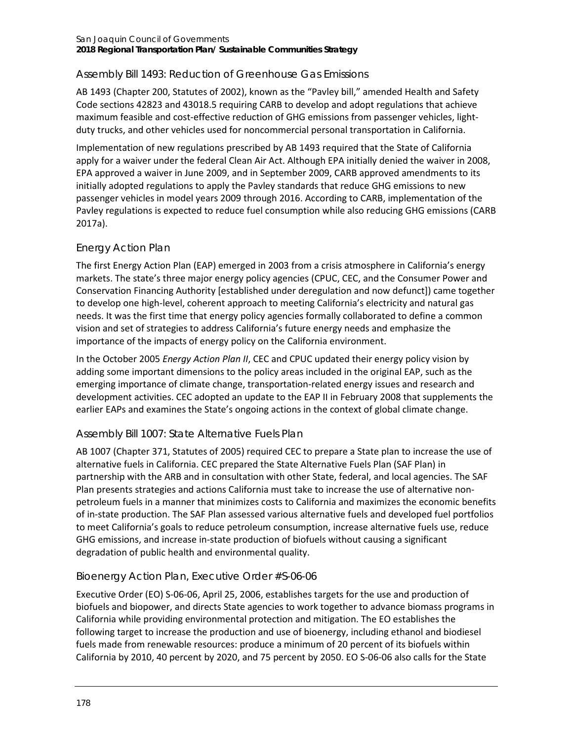## Assembly Bill 1493: Reduction of Greenhouse Gas Emissions

AB 1493 (Chapter 200, Statutes of 2002), known as the "Pavley bill," amended Health and Safety Code sections 42823 and 43018.5 requiring CARB to develop and adopt regulations that achieve maximum feasible and cost-effective reduction of GHG emissions from passenger vehicles, light-duty trucks, and other vehicles used for noncommercial personal transportation in California.

Implementation of new regulations prescribed by AB 1493 required that the State of California apply for a waiver under the federal Clean Air Act. Although EPA initially denied the waiver in 2008, EPA approved a waiver in June 2009, and in September 2009, CARB approved amendments to its initially adopted regulations to apply the Pavley standards that reduce GHG emissions to new passenger vehicles in model years 2009 through 2016. According to CARB, implementation of the Pavley regulations is expected to reduce fuel consumption while also reducing GHG emissions (CARB 2017a).

## Energy Action Plan

The first Energy Action Plan (EAP) emerged in 2003 from a crisis atmosphere in California's energy markets. The state's three major energy policy agencies (CPUC, CEC, and the Consumer Power and Conservation Financing Authority [established under deregulation and now defunct]) came together to develop one high-level, coherent approach to meeting California's electricity and natural gas needs. It was the first time that energy policy agencies formally collaborated to define a common vision and set of strategies to address California's future energy needs and emphasize the importance of the impacts of energy policy on the California environment.

In the October 2005 *Energy Action Plan II*, CEC and CPUC updated their energy policy vision by adding some important dimensions to the policy areas included in the original EAP, such as the emerging importance of climate change, transportation-related energy issues and research and development activities. CEC adopted an update to the EAP II in February 2008 that supplements the earlier EAPs and examines the State's ongoing actions in the context of global climate change.

## Assembly Bill 1007: State Alternative Fuels Plan

AB 1007 (Chapter 371, Statutes of 2005) required CEC to prepare a State plan to increase the use of alternative fuels in California. CEC prepared the State Alternative Fuels Plan (SAF Plan) in partnership with the ARB and in consultation with other State, federal, and local agencies. The SAF Plan presents strategies and actions California must take to increase the use of alternative non-petroleum fuels in a manner that minimizes costs to California and maximizes the economic benefits of in-state production. The SAF Plan assessed various alternative fuels and developed fuel portfolios to meet California's goals to reduce petroleum consumption, increase alternative fuels use, reduce GHG emissions, and increase in-state production of biofuels without causing a significant degradation of public health and environmental quality.

## Bioenergy Action Plan, Executive Order #S-06-06

Executive Order (EO) S-06-06, April 25, 2006, establishes targets for the use and production of biofuels and biopower, and directs State agencies to work together to advance biomass programs in California while providing environmental protection and mitigation. The EO establishes the following target to increase the production and use of bioenergy, including ethanol and biodiesel fuels made from renewable resources: produce a minimum of 20 percent of its biofuels within California by 2010, 40 percent by 2020, and 75 percent by 2050. EO S-06-06 also calls for the State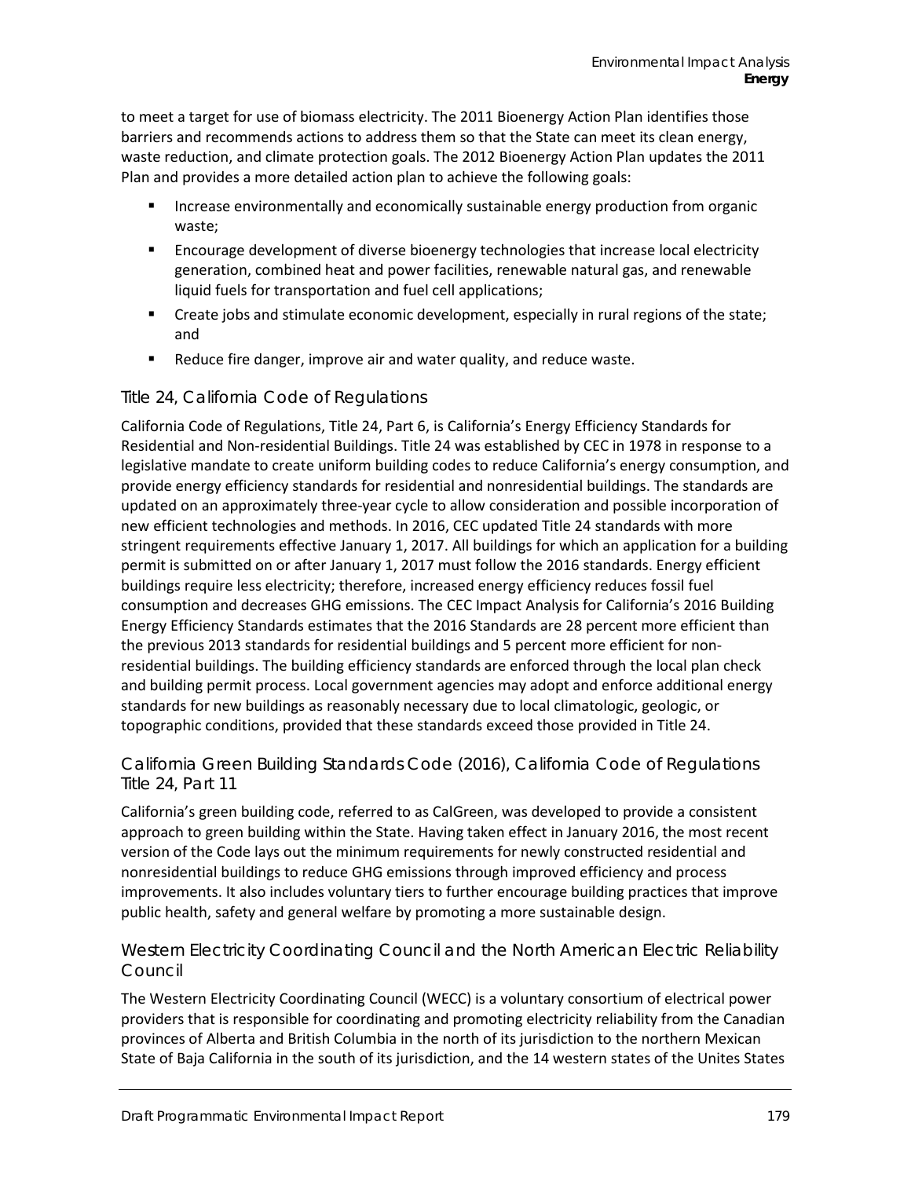to meet a target for use of biomass electricity. The 2011 Bioenergy Action Plan identifies those barriers and recommends actions to address them so that the State can meet its clean energy, waste reduction, and climate protection goals. The 2012 Bioenergy Action Plan updates the 2011 Plan and provides a more detailed action plan to achieve the following goals:

- Increase environmentally and economically sustainable energy production from organic waste;
- Encourage development of diverse bioenergy technologies that increase local electricity generation, combined heat and power facilities, renewable natural gas, and renewable liquid fuels for transportation and fuel cell applications;
- Create jobs and stimulate economic development, especially in rural regions of the state; and
- Reduce fire danger, improve air and water quality, and reduce waste.

### Title 24, California Code of Regulations

California Code of Regulations, Title 24, Part 6, is California's Energy Efficiency Standards for Residential and Non-residential Buildings. Title 24 was established by CEC in 1978 in response to a legislative mandate to create uniform building codes to reduce California's energy consumption, and provide energy efficiency standards for residential and nonresidential buildings. The standards are updated on an approximately three-year cycle to allow consideration and possible incorporation of new efficient technologies and methods. In 2016, CEC updated Title 24 standards with more stringent requirements effective January 1, 2017. All buildings for which an application for a building permit is submitted on or after January 1, 2017 must follow the 2016 standards. Energy efficient buildings require less electricity; therefore, increased energy efficiency reduces fossil fuel consumption and decreases GHG emissions. The CEC Impact Analysis for California's 2016 Building Energy Efficiency Standards estimates that the 2016 Standards are 28 percent more efficient than the previous 2013 standards for residential buildings and 5 percent more efficient for non-residential buildings. The building efficiency standards are enforced through the local plan check and building permit process. Local government agencies may adopt and enforce additional energy standards for new buildings as reasonably necessary due to local climatologic, geologic, or topographic conditions, provided that these standards exceed those provided in Title 24.

### California Green Building Standards Code (2016), California Code of Regulations Title 24, Part 11

California's green building code, referred to as CalGreen, was developed to provide a consistent approach to green building within the State. Having taken effect in January 2016, the most recent version of the Code lays out the minimum requirements for newly constructed residential and nonresidential buildings to reduce GHG emissions through improved efficiency and process improvements. It also includes voluntary tiers to further encourage building practices that improve public health, safety and general welfare by promoting a more sustainable design.

### Western Electricity Coordinating Council and the North American Electric Reliability Council

The Western Electricity Coordinating Council (WECC) is a voluntary consortium of electrical power providers that is responsible for coordinating and promoting electricity reliability from the Canadian provinces of Alberta and British Columbia in the north of its jurisdiction to the northern Mexican State of Baja California in the south of its jurisdiction, and the 14 western states of the Unites States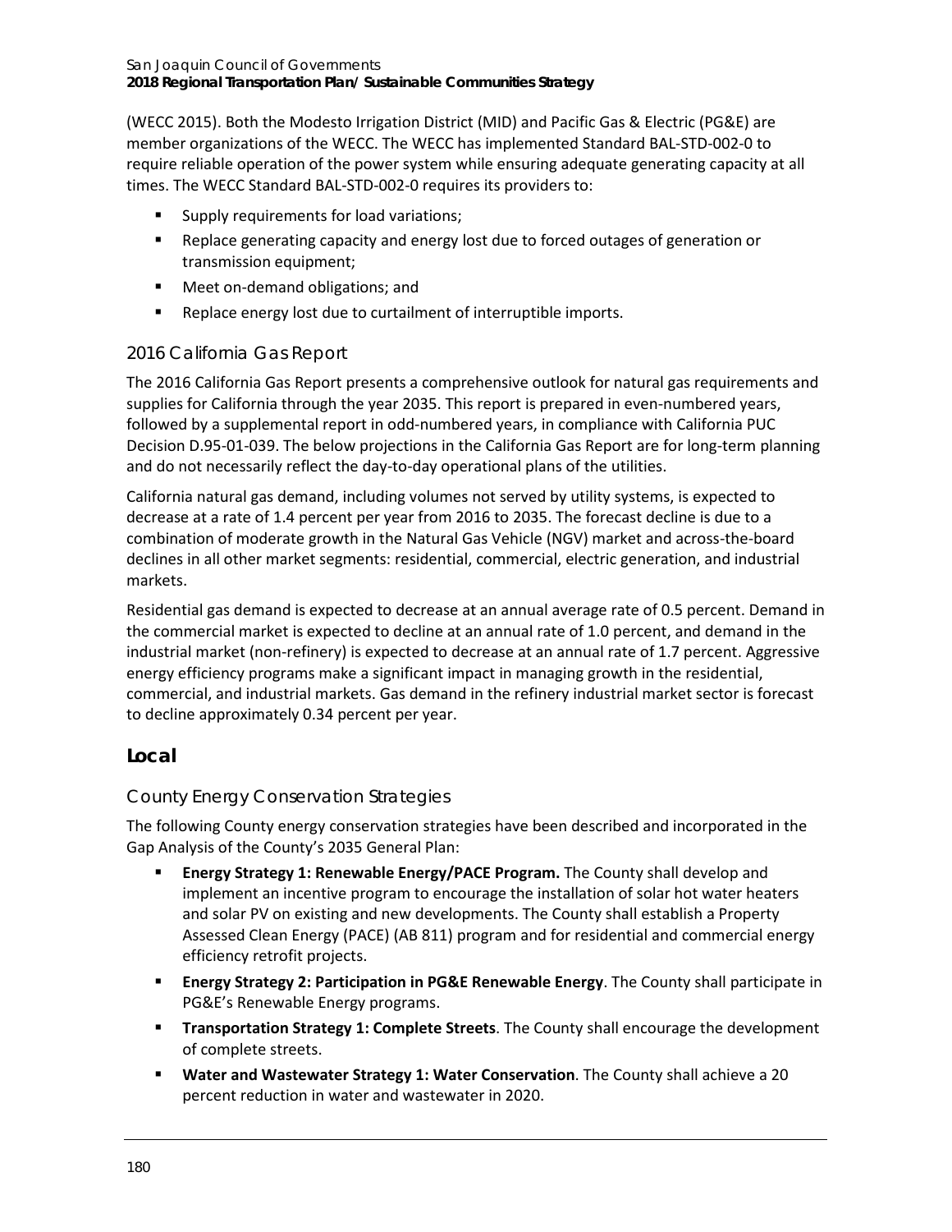(WECC 2015). Both the Modesto Irrigation District (MID) and Pacific Gas & Electric (PG&E) are member organizations of the WECC. The WECC has implemented Standard BAL-STD-002-0 to require reliable operation of the power system while ensuring adequate generating capacity at all times. The WECC Standard BAL-STD-002-0 requires its providers to:

- Supply requirements for load variations;
- Replace generating capacity and energy lost due to forced outages of generation or transmission equipment;
- Meet on-demand obligations; and
- Replace energy lost due to curtailment of interruptible imports.

### 2016 California Gas Report

The 2016 California Gas Report presents a comprehensive outlook for natural gas requirements and supplies for California through the year 2035. This report is prepared in even-numbered years, followed by a supplemental report in odd-numbered years, in compliance with California PUC Decision D.95-01-039. The below projections in the California Gas Report are for long-term planning and do not necessarily reflect the day-to-day operational plans of the utilities.

California natural gas demand, including volumes not served by utility systems, is expected to decrease at a rate of 1.4 percent per year from 2016 to 2035. The forecast decline is due to a combination of moderate growth in the Natural Gas Vehicle (NGV) market and across-the-board declines in all other market segments: residential, commercial, electric generation, and industrial markets.

Residential gas demand is expected to decrease at an annual average rate of 0.5 percent. Demand in the commercial market is expected to decline at an annual rate of 1.0 percent, and demand in the industrial market (non-refinery) is expected to decrease at an annual rate of 1.7 percent. Aggressive energy efficiency programs make a significant impact in managing growth in the residential, commercial, and industrial markets. Gas demand in the refinery industrial market sector is forecast to decline approximately 0.34 percent per year.

## Local

### County Energy Conservation Strategies

The following County energy conservation strategies have been described and incorporated in the Gap Analysis of the County's 2035 General Plan:

- **Energy Strategy 1: Renewable Energy/PACE Program.** The County shall develop and implement an incentive program to encourage the installation of solar hot water heaters and solar PV on existing and new developments. The County shall establish a Property Assessed Clean Energy (PACE) (AB 811) program and for residential and commercial energy efficiency retrofit projects.
- **Energy Strategy 2: Participation in PG&E Renewable Energy**. The County shall participate in PG&E's Renewable Energy programs.
- **Transportation Strategy 1: Complete Streets**. The County shall encourage the development of complete streets.
- **Water and Wastewater Strategy 1: Water Conservation**. The County shall achieve a 20 percent reduction in water and wastewater in 2020.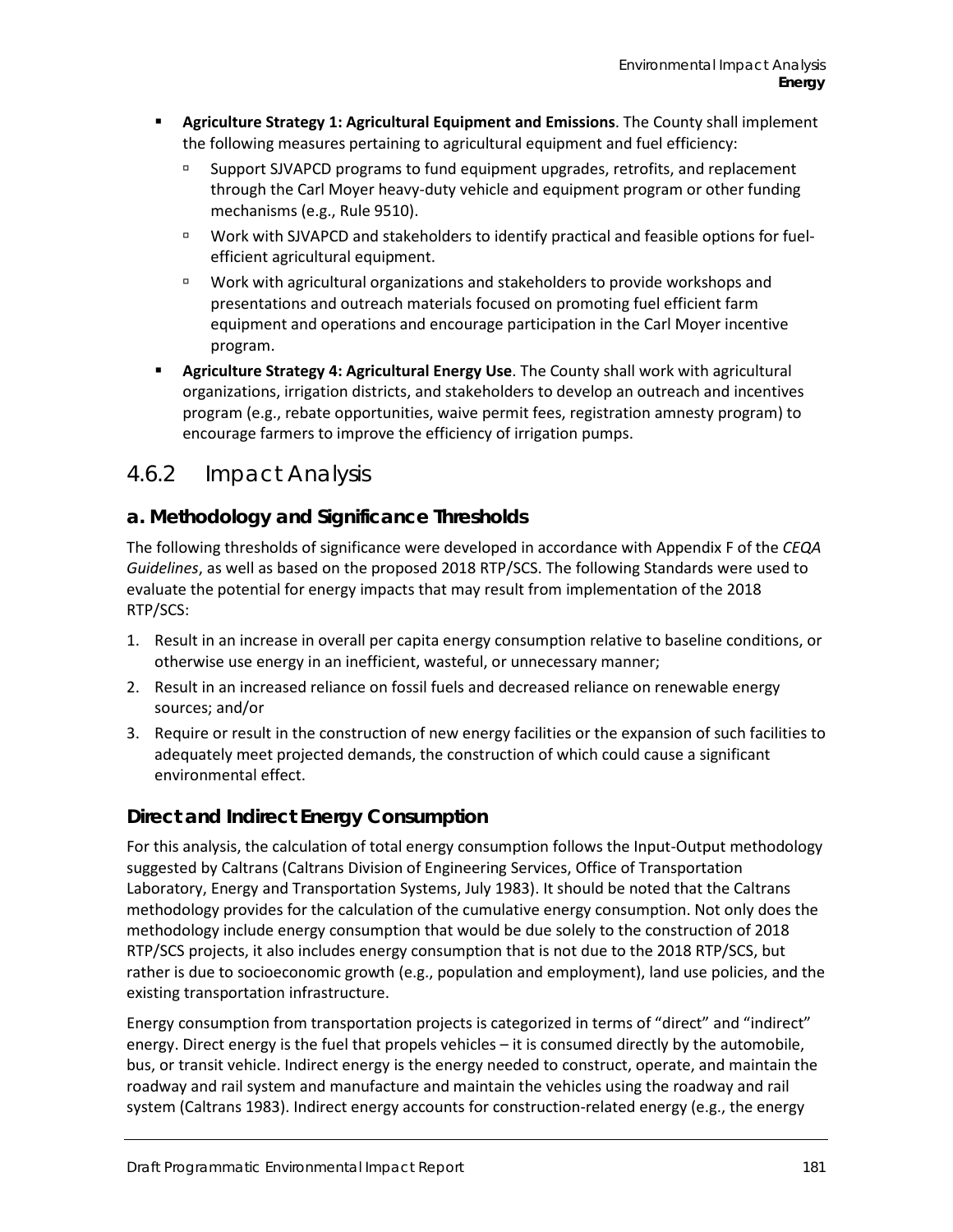- **Agriculture Strategy 1: Agricultural Equipment and Emissions**. The County shall implement the following measures pertaining to agricultural equipment and fuel efficiency:
  - Support SJVAPCD programs to fund equipment upgrades, retrofits, and replacement through the Carl Moyer heavy-duty vehicle and equipment program or other funding mechanisms (e.g., Rule 9510).
  - Work with SJVAPCD and stakeholders to identify practical and feasible options for fuel-efficient agricultural equipment.
  - Work with agricultural organizations and stakeholders to provide workshops and presentations and outreach materials focused on promoting fuel efficient farm equipment and operations and encourage participation in the Carl Moyer incentive program.
- **Agriculture Strategy 4: Agricultural Energy Use**. The County shall work with agricultural organizations, irrigation districts, and stakeholders to develop an outreach and incentives program (e.g., rebate opportunities, waive permit fees, registration amnesty program) to encourage farmers to improve the efficiency of irrigation pumps.

## 4.6.2 Impact Analysis

### a. Methodology and Significance Thresholds

The following thresholds of significance were developed in accordance with Appendix F of the *CEQA Guidelines*, as well as based on the proposed 2018 RTP/SCS. The following Standards were used to evaluate the potential for energy impacts that may result from implementation of the 2018 RTP/SCS:

1. Result in an increase in overall per capita energy consumption relative to baseline conditions, or otherwise use energy in an inefficient, wasteful, or unnecessary manner;
2. Result in an increased reliance on fossil fuels and decreased reliance on renewable energy sources; and/or
3. Require or result in the construction of new energy facilities or the expansion of such facilities to adequately meet projected demands, the construction of which could cause a significant environmental effect.

### Direct and Indirect Energy Consumption

For this analysis, the calculation of total energy consumption follows the Input-Output methodology suggested by Caltrans (Caltrans Division of Engineering Services, Office of Transportation Laboratory, Energy and Transportation Systems, July 1983). It should be noted that the Caltrans methodology provides for the calculation of the cumulative energy consumption. Not only does the methodology include energy consumption that would be due solely to the construction of 2018 RTP/SCS projects, it also includes energy consumption that is not due to the 2018 RTP/SCS, but rather is due to socioeconomic growth (e.g., population and employment), land use policies, and the existing transportation infrastructure.

Energy consumption from transportation projects is categorized in terms of "direct" and "indirect" energy. Direct energy is the fuel that propels vehicles – it is consumed directly by the automobile, bus, or transit vehicle. Indirect energy is the energy needed to construct, operate, and maintain the roadway and rail system and manufacture and maintain the vehicles using the roadway and rail system (Caltrans 1983). Indirect energy accounts for construction-related energy (e.g., the energy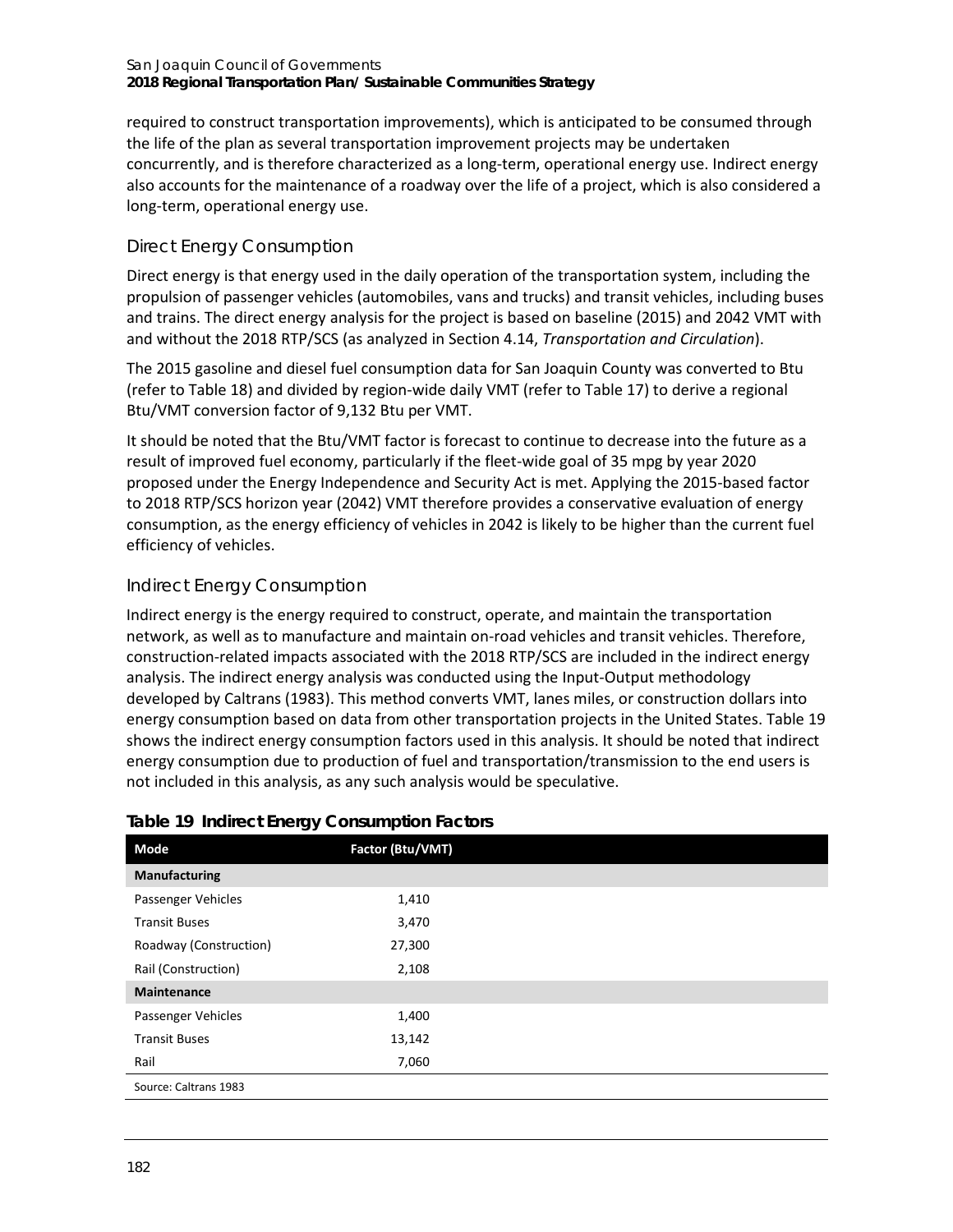required to construct transportation improvements), which is anticipated to be consumed through the life of the plan as several transportation improvement projects may be undertaken concurrently, and is therefore characterized as a long-term, operational energy use. Indirect energy also accounts for the maintenance of a roadway over the life of a project, which is also considered a long-term, operational energy use.

### Direct Energy Consumption

Direct energy is that energy used in the daily operation of the transportation system, including the propulsion of passenger vehicles (automobiles, vans and trucks) and transit vehicles, including buses and trains. The direct energy analysis for the project is based on baseline (2015) and 2042 VMT with and without the 2018 RTP/SCS (as analyzed in Section 4.14, *Transportation and Circulation*).

The 2015 gasoline and diesel fuel consumption data for San Joaquin County was converted to Btu (refer to Table 18) and divided by region-wide daily VMT (refer to Table 17) to derive a regional Btu/VMT conversion factor of 9,132 Btu per VMT.

It should be noted that the Btu/VMT factor is forecast to continue to decrease into the future as a result of improved fuel economy, particularly if the fleet-wide goal of 35 mpg by year 2020 proposed under the Energy Independence and Security Act is met. Applying the 2015-based factor to 2018 RTP/SCS horizon year (2042) VMT therefore provides a conservative evaluation of energy consumption, as the energy efficiency of vehicles in 2042 is likely to be higher than the current fuel efficiency of vehicles.

### Indirect Energy Consumption

Indirect energy is the energy required to construct, operate, and maintain the transportation network, as well as to manufacture and maintain on-road vehicles and transit vehicles. Therefore, construction-related impacts associated with the 2018 RTP/SCS are included in the indirect energy analysis. The indirect energy analysis was conducted using the Input-Output methodology developed by Caltrans (1983). This method converts VMT, lanes miles, or construction dollars into energy consumption based on data from other transportation projects in the United States. Table 19 shows the indirect energy consumption factors used in this analysis. It should be noted that indirect energy consumption due to production of fuel and transportation/transmission to the end users is not included in this analysis, as any such analysis would be speculative.

**Table 19 Indirect Energy Consumption Factors**

| Mode | Factor (Btu/VMT) |
|---|---|
| **Manufacturing** | |
| Passenger Vehicles | 1,410 |
| Transit Buses | 3,470 |
| Roadway (Construction) | 27,300 |
| Rail (Construction) | 2,108 |
| **Maintenance** | |
| Passenger Vehicles | 1,400 |
| Transit Buses | 13,142 |
| Rail | 7,060 |

Source: Caltrans 1983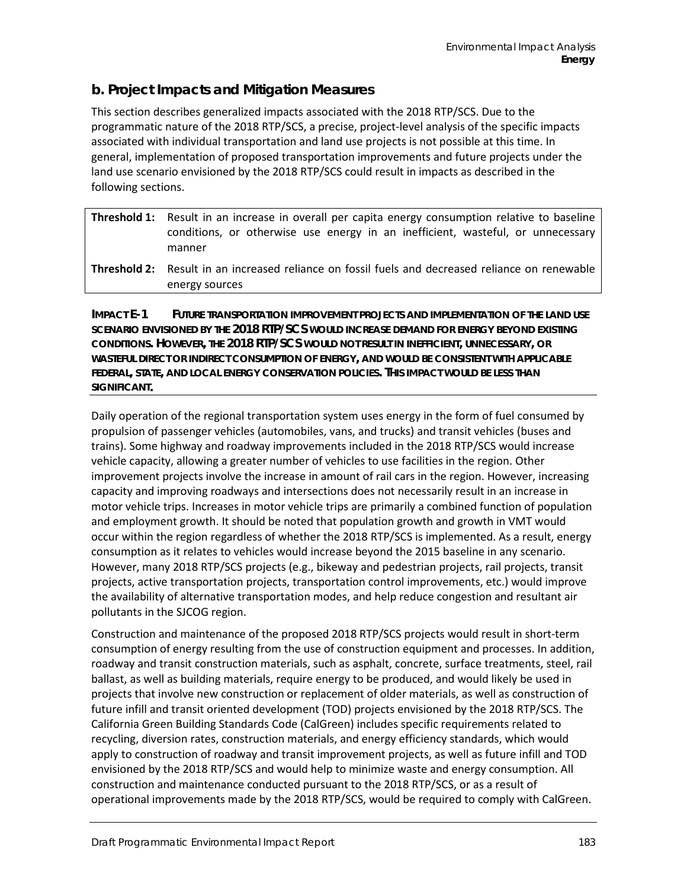## b. Project Impacts and Mitigation Measures

This section describes generalized impacts associated with the 2018 RTP/SCS. Due to the programmatic nature of the 2018 RTP/SCS, a precise, project-level analysis of the specific impacts associated with individual transportation and land use projects is not possible at this time. In general, implementation of proposed transportation improvements and future projects under the land use scenario envisioned by the 2018 RTP/SCS could result in impacts as described in the following sections.

| | |
|---|---|
| **Threshold 1:** | Result in an increase in overall per capita energy consumption relative to baseline conditions, or otherwise use energy in an inefficient, wasteful, or unnecessary manner |
| **Threshold 2:** | Result in an increased reliance on fossil fuels and decreased reliance on renewable energy sources |

**IMPACT E-1 FUTURE TRANSPORTATION IMPROVEMENT PROJECTS AND IMPLEMENTATION OF THE LAND USE SCENARIO ENVISIONED BY THE 2018 RTP/SCS WOULD INCREASE DEMAND FOR ENERGY BEYOND EXISTING CONDITIONS. HOWEVER, THE 2018 RTP/SCS WOULD NOT RESULT IN INEFFICIENT, UNNECESSARY, OR WASTEFUL DIRECT OR INDIRECT CONSUMPTION OF ENERGY, AND WOULD BE CONSISTENT WITH APPLICABLE FEDERAL, STATE, AND LOCAL ENERGY CONSERVATION POLICIES. THIS IMPACT WOULD BE LESS THAN SIGNIFICANT.**

Daily operation of the regional transportation system uses energy in the form of fuel consumed by propulsion of passenger vehicles (automobiles, vans, and trucks) and transit vehicles (buses and trains). Some highway and roadway improvements included in the 2018 RTP/SCS would increase vehicle capacity, allowing a greater number of vehicles to use facilities in the region. Other improvement projects involve the increase in amount of rail cars in the region. However, increasing capacity and improving roadways and intersections does not necessarily result in an increase in motor vehicle trips. Increases in motor vehicle trips are primarily a combined function of population and employment growth. It should be noted that population growth and growth in VMT would occur within the region regardless of whether the 2018 RTP/SCS is implemented. As a result, energy consumption as it relates to vehicles would increase beyond the 2015 baseline in any scenario. However, many 2018 RTP/SCS projects (e.g., bikeway and pedestrian projects, rail projects, transit projects, active transportation projects, transportation control improvements, etc.) would improve the availability of alternative transportation modes, and help reduce congestion and resultant air pollutants in the SJCOG region.

Construction and maintenance of the proposed 2018 RTP/SCS projects would result in short-term consumption of energy resulting from the use of construction equipment and processes. In addition, roadway and transit construction materials, such as asphalt, concrete, surface treatments, steel, rail ballast, as well as building materials, require energy to be produced, and would likely be used in projects that involve new construction or replacement of older materials, as well as construction of future infill and transit oriented development (TOD) projects envisioned by the 2018 RTP/SCS. The California Green Building Standards Code (CalGreen) includes specific requirements related to recycling, diversion rates, construction materials, and energy efficiency standards, which would apply to construction of roadway and transit improvement projects, as well as future infill and TOD envisioned by the 2018 RTP/SCS and would help to minimize waste and energy consumption. All construction and maintenance conducted pursuant to the 2018 RTP/SCS, or as a result of operational improvements made by the 2018 RTP/SCS, would be required to comply with CalGreen.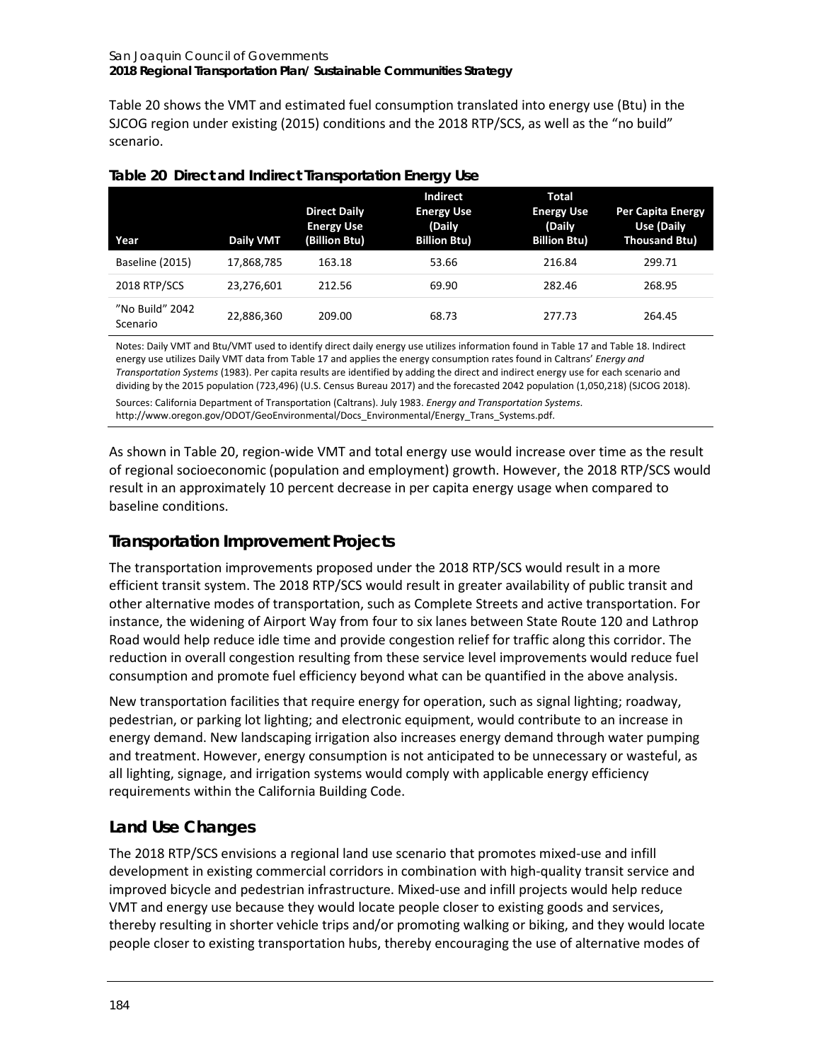Table 20 shows the VMT and estimated fuel consumption translated into energy use (Btu) in the SJCOG region under existing (2015) conditions and the 2018 RTP/SCS, as well as the "no build" scenario.

**Table 20 Direct and Indirect Transportation Energy Use**

| Year | Daily VMT | Direct Daily Energy Use (Billion Btu) | Indirect Energy Use (Daily Billion Btu) | Total Energy Use (Daily Billion Btu) | Per Capita Energy Use (Daily Thousand Btu) |
|---|---|---|---|---|---|
| Baseline (2015) | 17,868,785 | 163.18 | 53.66 | 216.84 | 299.71 |
| 2018 RTP/SCS | 23,276,601 | 212.56 | 69.90 | 282.46 | 268.95 |
| "No Build" 2042 Scenario | 22,886,360 | 209.00 | 68.73 | 277.73 | 264.45 |

Notes: Daily VMT and Btu/VMT used to identify direct daily energy use utilizes information found in Table 17 and Table 18. Indirect energy use utilizes Daily VMT data from Table 17 and applies the energy consumption rates found in Caltrans' *Energy and Transportation Systems* (1983). Per capita results are identified by adding the direct and indirect energy use for each scenario and dividing by the 2015 population (723,496) (U.S. Census Bureau 2017) and the forecasted 2042 population (1,050,218) (SJCOG 2018).

Sources: California Department of Transportation (Caltrans). July 1983. *Energy and Transportation Systems*. http://www.oregon.gov/ODOT/GeoEnvironmental/Docs_Environmental/Energy_Trans_Systems.pdf.

As shown in Table 20, region-wide VMT and total energy use would increase over time as the result of regional socioeconomic (population and employment) growth. However, the 2018 RTP/SCS would result in an approximately 10 percent decrease in per capita energy usage when compared to baseline conditions.

## Transportation Improvement Projects

The transportation improvements proposed under the 2018 RTP/SCS would result in a more efficient transit system. The 2018 RTP/SCS would result in greater availability of public transit and other alternative modes of transportation, such as Complete Streets and active transportation. For instance, the widening of Airport Way from four to six lanes between State Route 120 and Lathrop Road would help reduce idle time and provide congestion relief for traffic along this corridor. The reduction in overall congestion resulting from these service level improvements would reduce fuel consumption and promote fuel efficiency beyond what can be quantified in the above analysis.

New transportation facilities that require energy for operation, such as signal lighting; roadway, pedestrian, or parking lot lighting; and electronic equipment, would contribute to an increase in energy demand. New landscaping irrigation also increases energy demand through water pumping and treatment. However, energy consumption is not anticipated to be unnecessary or wasteful, as all lighting, signage, and irrigation systems would comply with applicable energy efficiency requirements within the California Building Code.

## Land Use Changes

The 2018 RTP/SCS envisions a regional land use scenario that promotes mixed-use and infill development in existing commercial corridors in combination with high-quality transit service and improved bicycle and pedestrian infrastructure. Mixed-use and infill projects would help reduce VMT and energy use because they would locate people closer to existing goods and services, thereby resulting in shorter vehicle trips and/or promoting walking or biking, and they would locate people closer to existing transportation hubs, thereby encouraging the use of alternative modes of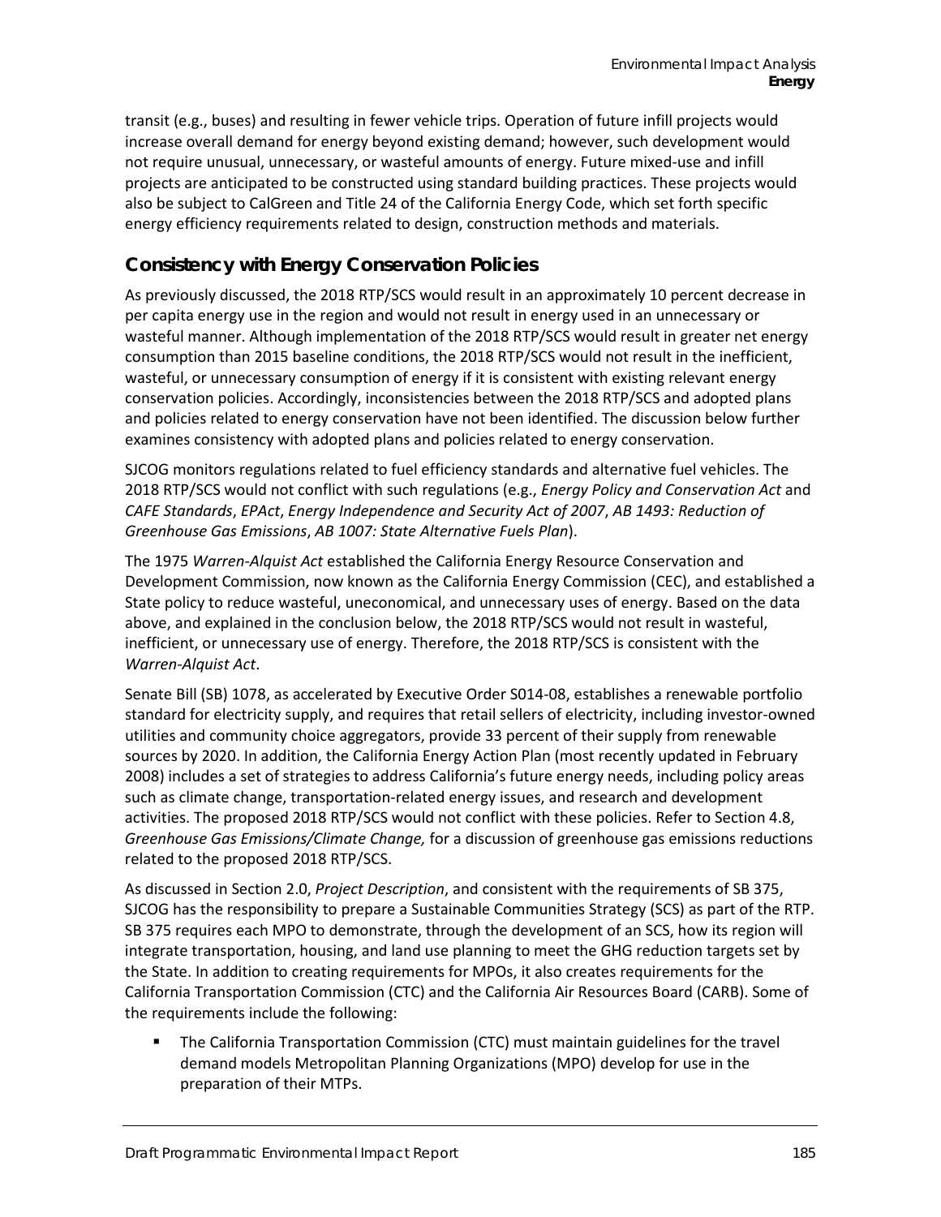transit (e.g., buses) and resulting in fewer vehicle trips. Operation of future infill projects would increase overall demand for energy beyond existing demand; however, such development would not require unusual, unnecessary, or wasteful amounts of energy. Future mixed-use and infill projects are anticipated to be constructed using standard building practices. These projects would also be subject to CalGreen and Title 24 of the California Energy Code, which set forth specific energy efficiency requirements related to design, construction methods and materials.

## Consistency with Energy Conservation Policies

As previously discussed, the 2018 RTP/SCS would result in an approximately 10 percent decrease in per capita energy use in the region and would not result in energy used in an unnecessary or wasteful manner. Although implementation of the 2018 RTP/SCS would result in greater net energy consumption than 2015 baseline conditions, the 2018 RTP/SCS would not result in the inefficient, wasteful, or unnecessary consumption of energy if it is consistent with existing relevant energy conservation policies. Accordingly, inconsistencies between the 2018 RTP/SCS and adopted plans and policies related to energy conservation have not been identified. The discussion below further examines consistency with adopted plans and policies related to energy conservation.

SJCOG monitors regulations related to fuel efficiency standards and alternative fuel vehicles. The 2018 RTP/SCS would not conflict with such regulations (e.g., *Energy Policy and Conservation Act* and *CAFE Standards*, *EPAct*, *Energy Independence and Security Act of 2007*, *AB 1493: Reduction of Greenhouse Gas Emissions*, *AB 1007: State Alternative Fuels Plan*).

The 1975 *Warren-Alquist Act* established the California Energy Resource Conservation and Development Commission, now known as the California Energy Commission (CEC), and established a State policy to reduce wasteful, uneconomical, and unnecessary uses of energy. Based on the data above, and explained in the conclusion below, the 2018 RTP/SCS would not result in wasteful, inefficient, or unnecessary use of energy. Therefore, the 2018 RTP/SCS is consistent with the *Warren-Alquist Act*.

Senate Bill (SB) 1078, as accelerated by Executive Order S014-08, establishes a renewable portfolio standard for electricity supply, and requires that retail sellers of electricity, including investor-owned utilities and community choice aggregators, provide 33 percent of their supply from renewable sources by 2020. In addition, the California Energy Action Plan (most recently updated in February 2008) includes a set of strategies to address California's future energy needs, including policy areas such as climate change, transportation-related energy issues, and research and development activities. The proposed 2018 RTP/SCS would not conflict with these policies. Refer to Section 4.8, *Greenhouse Gas Emissions/Climate Change,* for a discussion of greenhouse gas emissions reductions related to the proposed 2018 RTP/SCS.

As discussed in Section 2.0, *Project Description*, and consistent with the requirements of SB 375, SJCOG has the responsibility to prepare a Sustainable Communities Strategy (SCS) as part of the RTP. SB 375 requires each MPO to demonstrate, through the development of an SCS, how its region will integrate transportation, housing, and land use planning to meet the GHG reduction targets set by the State. In addition to creating requirements for MPOs, it also creates requirements for the California Transportation Commission (CTC) and the California Air Resources Board (CARB). Some of the requirements include the following:

- The California Transportation Commission (CTC) must maintain guidelines for the travel demand models Metropolitan Planning Organizations (MPO) develop for use in the preparation of their MTPs.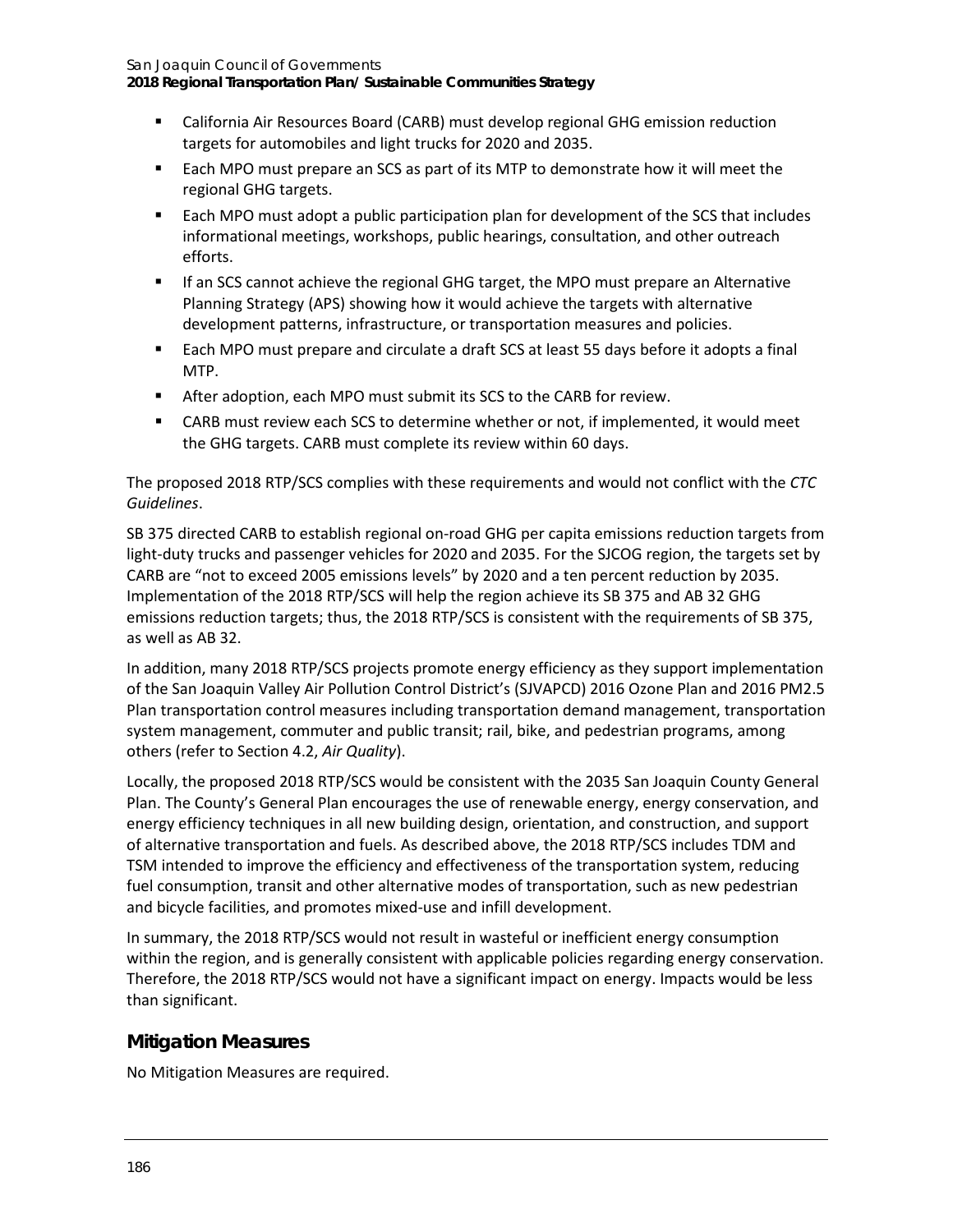- California Air Resources Board (CARB) must develop regional GHG emission reduction targets for automobiles and light trucks for 2020 and 2035.
- Each MPO must prepare an SCS as part of its MTP to demonstrate how it will meet the regional GHG targets.
- Each MPO must adopt a public participation plan for development of the SCS that includes informational meetings, workshops, public hearings, consultation, and other outreach efforts.
- If an SCS cannot achieve the regional GHG target, the MPO must prepare an Alternative Planning Strategy (APS) showing how it would achieve the targets with alternative development patterns, infrastructure, or transportation measures and policies.
- Each MPO must prepare and circulate a draft SCS at least 55 days before it adopts a final MTP.
- After adoption, each MPO must submit its SCS to the CARB for review.
- CARB must review each SCS to determine whether or not, if implemented, it would meet the GHG targets. CARB must complete its review within 60 days.

The proposed 2018 RTP/SCS complies with these requirements and would not conflict with the *CTC Guidelines*.

SB 375 directed CARB to establish regional on-road GHG per capita emissions reduction targets from light-duty trucks and passenger vehicles for 2020 and 2035. For the SJCOG region, the targets set by CARB are "not to exceed 2005 emissions levels" by 2020 and a ten percent reduction by 2035. Implementation of the 2018 RTP/SCS will help the region achieve its SB 375 and AB 32 GHG emissions reduction targets; thus, the 2018 RTP/SCS is consistent with the requirements of SB 375, as well as AB 32.

In addition, many 2018 RTP/SCS projects promote energy efficiency as they support implementation of the San Joaquin Valley Air Pollution Control District's (SJVAPCD) 2016 Ozone Plan and 2016 PM2.5 Plan transportation control measures including transportation demand management, transportation system management, commuter and public transit; rail, bike, and pedestrian programs, among others (refer to Section 4.2, *Air Quality*).

Locally, the proposed 2018 RTP/SCS would be consistent with the 2035 San Joaquin County General Plan. The County's General Plan encourages the use of renewable energy, energy conservation, and energy efficiency techniques in all new building design, orientation, and construction, and support of alternative transportation and fuels. As described above, the 2018 RTP/SCS includes TDM and TSM intended to improve the efficiency and effectiveness of the transportation system, reducing fuel consumption, transit and other alternative modes of transportation, such as new pedestrian and bicycle facilities, and promotes mixed-use and infill development.

In summary, the 2018 RTP/SCS would not result in wasteful or inefficient energy consumption within the region, and is generally consistent with applicable policies regarding energy conservation. Therefore, the 2018 RTP/SCS would not have a significant impact on energy. Impacts would be less than significant.

## Mitigation Measures

No Mitigation Measures are required.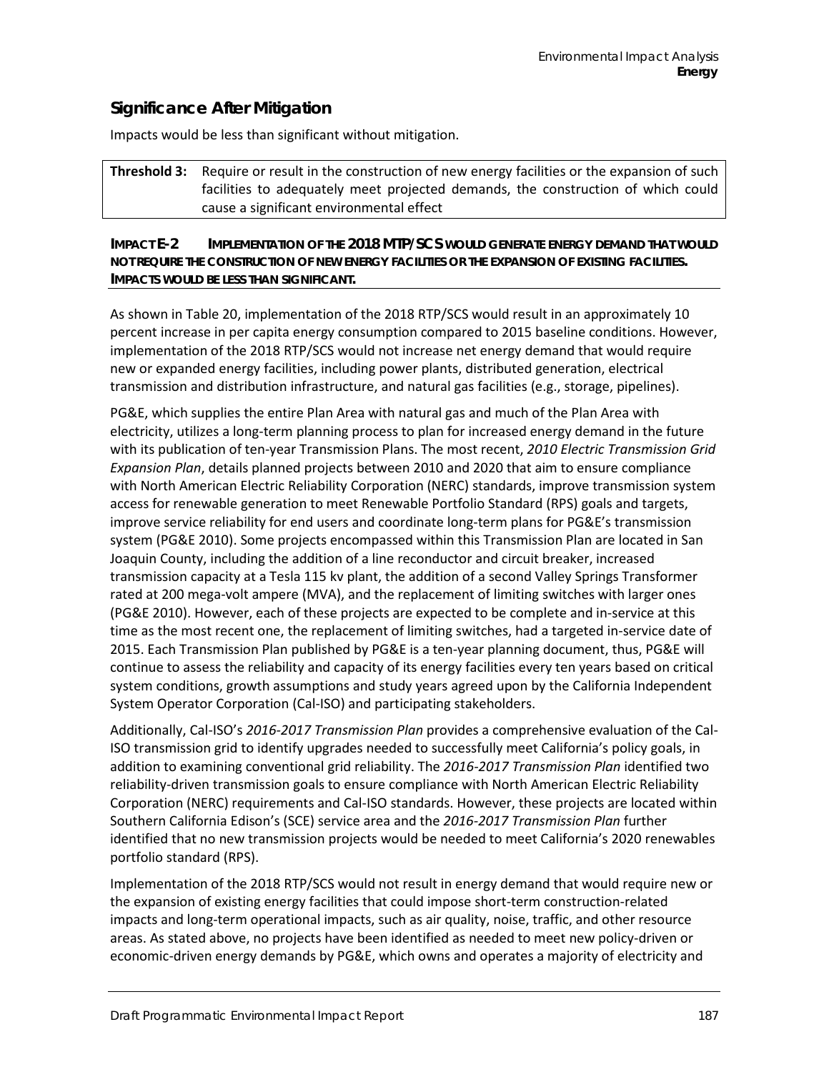### Significance After Mitigation

Impacts would be less than significant without mitigation.

| **Threshold 3:** | Require or result in the construction of new energy facilities or the expansion of such facilities to adequately meet projected demands, the construction of which could cause a significant environmental effect |
|---|---|

**IMPACT E-2 IMPLEMENTATION OF THE 2018 MTP/SCS WOULD GENERATE ENERGY DEMAND THAT WOULD NOT REQUIRE THE CONSTRUCTION OF NEW ENERGY FACILITIES OR THE EXPANSION OF EXISTING FACILITIES. IMPACTS WOULD BE LESS THAN SIGNIFICANT.**

As shown in Table 20, implementation of the 2018 RTP/SCS would result in an approximately 10 percent increase in per capita energy consumption compared to 2015 baseline conditions. However, implementation of the 2018 RTP/SCS would not increase net energy demand that would require new or expanded energy facilities, including power plants, distributed generation, electrical transmission and distribution infrastructure, and natural gas facilities (e.g., storage, pipelines).

PG&E, which supplies the entire Plan Area with natural gas and much of the Plan Area with electricity, utilizes a long-term planning process to plan for increased energy demand in the future with its publication of ten-year Transmission Plans. The most recent, *2010 Electric Transmission Grid Expansion Plan*, details planned projects between 2010 and 2020 that aim to ensure compliance with North American Electric Reliability Corporation (NERC) standards, improve transmission system access for renewable generation to meet Renewable Portfolio Standard (RPS) goals and targets, improve service reliability for end users and coordinate long-term plans for PG&E's transmission system (PG&E 2010). Some projects encompassed within this Transmission Plan are located in San Joaquin County, including the addition of a line reconductor and circuit breaker, increased transmission capacity at a Tesla 115 kv plant, the addition of a second Valley Springs Transformer rated at 200 mega-volt ampere (MVA), and the replacement of limiting switches with larger ones (PG&E 2010). However, each of these projects are expected to be complete and in-service at this time as the most recent one, the replacement of limiting switches, had a targeted in-service date of 2015. Each Transmission Plan published by PG&E is a ten-year planning document, thus, PG&E will continue to assess the reliability and capacity of its energy facilities every ten years based on critical system conditions, growth assumptions and study years agreed upon by the California Independent System Operator Corporation (Cal-ISO) and participating stakeholders.

Additionally, Cal-ISO's *2016-2017 Transmission Plan* provides a comprehensive evaluation of the Cal-ISO transmission grid to identify upgrades needed to successfully meet California's policy goals, in addition to examining conventional grid reliability. The *2016-2017 Transmission Plan* identified two reliability-driven transmission goals to ensure compliance with North American Electric Reliability Corporation (NERC) requirements and Cal-ISO standards. However, these projects are located within Southern California Edison's (SCE) service area and the *2016-2017 Transmission Plan* further identified that no new transmission projects would be needed to meet California's 2020 renewables portfolio standard (RPS).

Implementation of the 2018 RTP/SCS would not result in energy demand that would require new or the expansion of existing energy facilities that could impose short-term construction-related impacts and long-term operational impacts, such as air quality, noise, traffic, and other resource areas. As stated above, no projects have been identified as needed to meet new policy-driven or economic-driven energy demands by PG&E, which owns and operates a majority of electricity and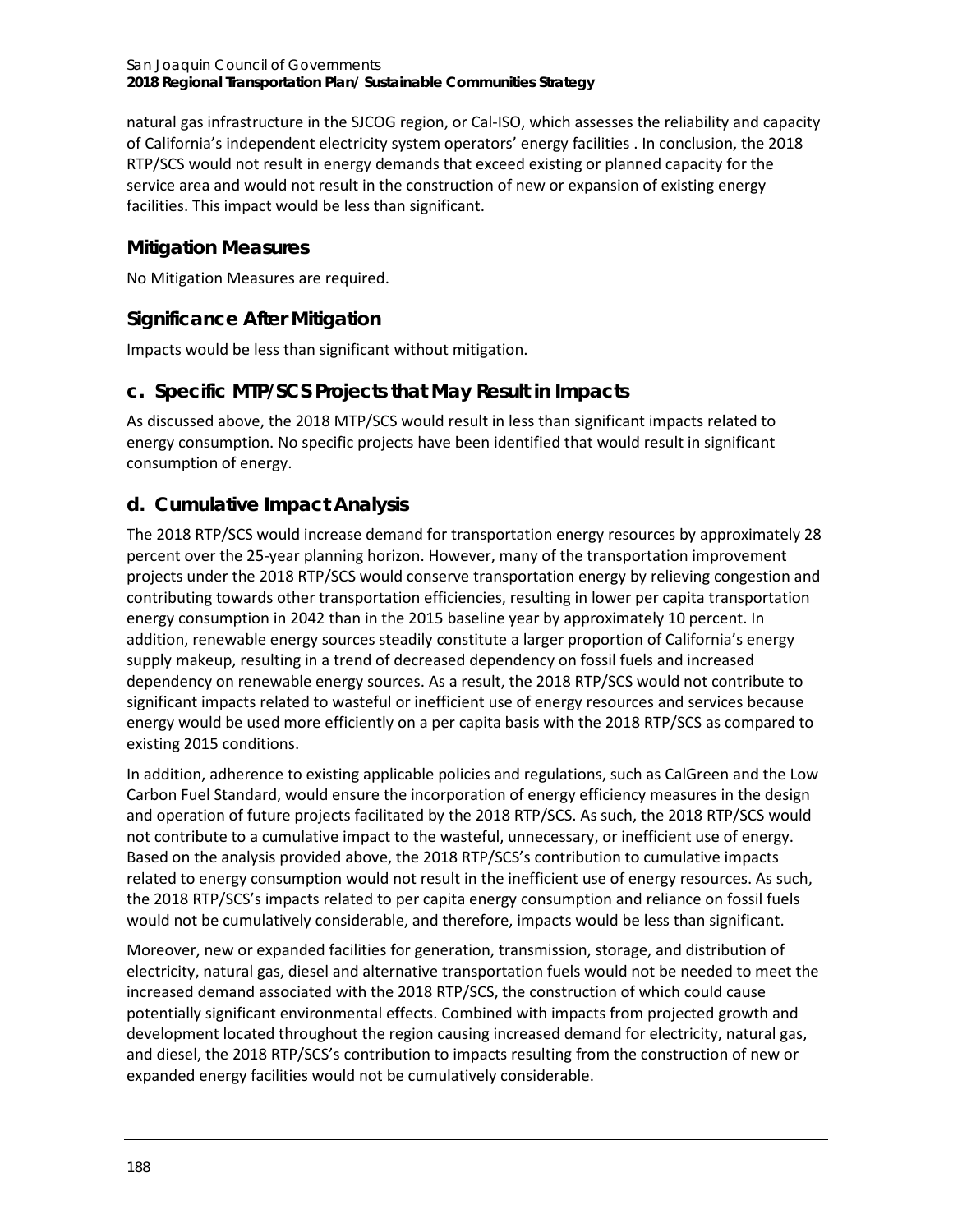natural gas infrastructure in the SJCOG region, or Cal-ISO, which assesses the reliability and capacity of California's independent electricity system operators' energy facilities . In conclusion, the 2018 RTP/SCS would not result in energy demands that exceed existing or planned capacity for the service area and would not result in the construction of new or expansion of existing energy facilities. This impact would be less than significant.

### Mitigation Measures

No Mitigation Measures are required.

### Significance After Mitigation

Impacts would be less than significant without mitigation.

## c. Specific MTP/SCS Projects that May Result in Impacts

As discussed above, the 2018 MTP/SCS would result in less than significant impacts related to energy consumption. No specific projects have been identified that would result in significant consumption of energy.

## d. Cumulative Impact Analysis

The 2018 RTP/SCS would increase demand for transportation energy resources by approximately 28 percent over the 25-year planning horizon. However, many of the transportation improvement projects under the 2018 RTP/SCS would conserve transportation energy by relieving congestion and contributing towards other transportation efficiencies, resulting in lower per capita transportation energy consumption in 2042 than in the 2015 baseline year by approximately 10 percent. In addition, renewable energy sources steadily constitute a larger proportion of California's energy supply makeup, resulting in a trend of decreased dependency on fossil fuels and increased dependency on renewable energy sources. As a result, the 2018 RTP/SCS would not contribute to significant impacts related to wasteful or inefficient use of energy resources and services because energy would be used more efficiently on a per capita basis with the 2018 RTP/SCS as compared to existing 2015 conditions.

In addition, adherence to existing applicable policies and regulations, such as CalGreen and the Low Carbon Fuel Standard, would ensure the incorporation of energy efficiency measures in the design and operation of future projects facilitated by the 2018 RTP/SCS. As such, the 2018 RTP/SCS would not contribute to a cumulative impact to the wasteful, unnecessary, or inefficient use of energy. Based on the analysis provided above, the 2018 RTP/SCS's contribution to cumulative impacts related to energy consumption would not result in the inefficient use of energy resources. As such, the 2018 RTP/SCS's impacts related to per capita energy consumption and reliance on fossil fuels would not be cumulatively considerable, and therefore, impacts would be less than significant.

Moreover, new or expanded facilities for generation, transmission, storage, and distribution of electricity, natural gas, diesel and alternative transportation fuels would not be needed to meet the increased demand associated with the 2018 RTP/SCS, the construction of which could cause potentially significant environmental effects. Combined with impacts from projected growth and development located throughout the region causing increased demand for electricity, natural gas, and diesel, the 2018 RTP/SCS's contribution to impacts resulting from the construction of new or expanded energy facilities would not be cumulatively considerable.